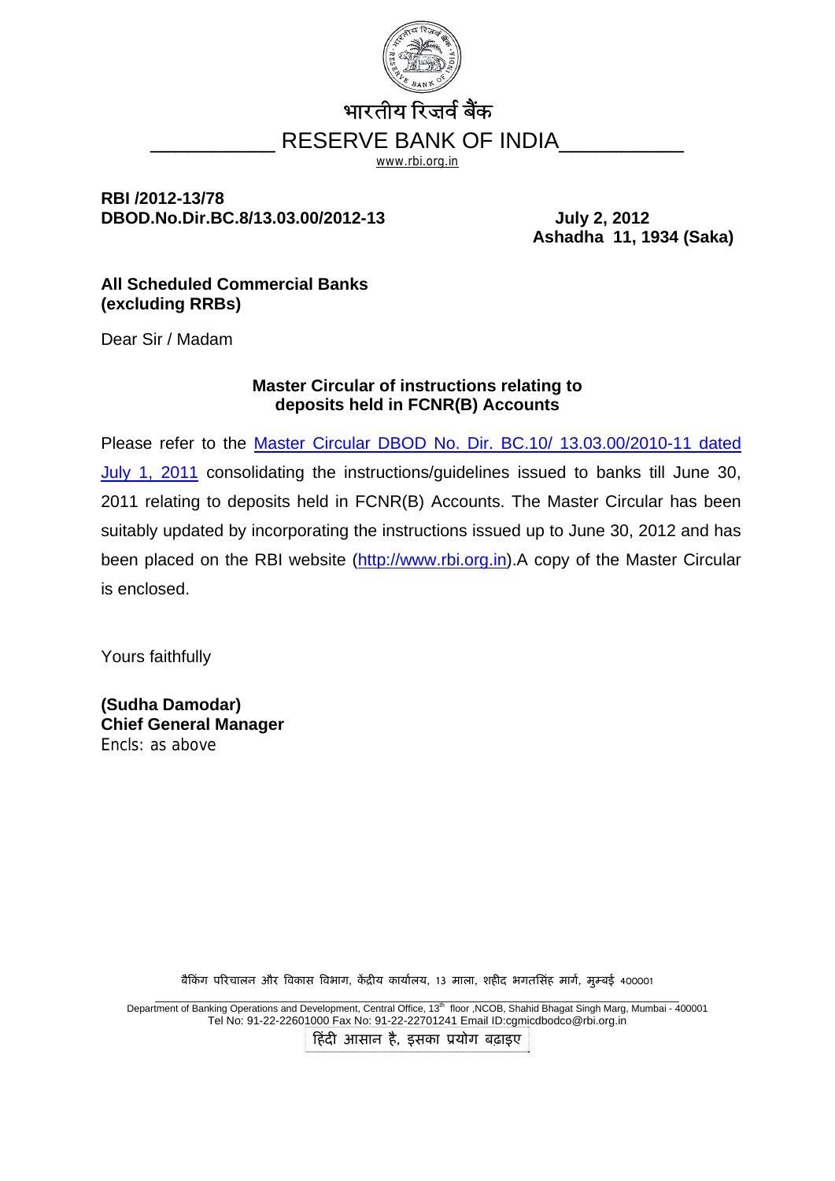भारतीय रिज़र्व बैंक

RESERVE BANK OF INDIA

www.rbi.org.in

**RBI /2012-13/78**
**DBOD.No.Dir.BC.8/13.03.00/2012-13**

**July 2, 2012**
**Ashadha 11, 1934 (Saka)**

**All Scheduled Commercial Banks**
**(excluding RRBs)**

Dear Sir / Madam

**Master Circular of instructions relating to deposits held in FCNR(B) Accounts**

Please refer to the [Master Circular DBOD No. Dir. BC.10/ 13.03.00/2010-11 dated July 1, 2011](http://www.rbi.org.in) consolidating the instructions/guidelines issued to banks till June 30, 2011 relating to deposits held in FCNR(B) Accounts. The Master Circular has been suitably updated by incorporating the instructions issued up to June 30, 2012 and has been placed on the RBI website (http://www.rbi.org.in).A copy of the Master Circular is enclosed.

Yours faithfully

**(Sudha Damodar)**
**Chief General Manager**
Encls: as above

बैंकिंग परिचालन और विकास विभाग, केंद्रीय कार्यालय, 13 माला, शहीद भगतसिंह मार्ग, मुम्बई 400001

Department of Banking Operations and Development, Central Office, 13th floor ,NCOB, Shahid Bhagat Singh Marg, Mumbai - 400001
Tel No: 91-22-22601000 Fax No: 91-22-22701241 Email ID:cgmicdbodco@rbi.org.in

हिंदी आसान है, इसका प्रयोग बढ़ाइए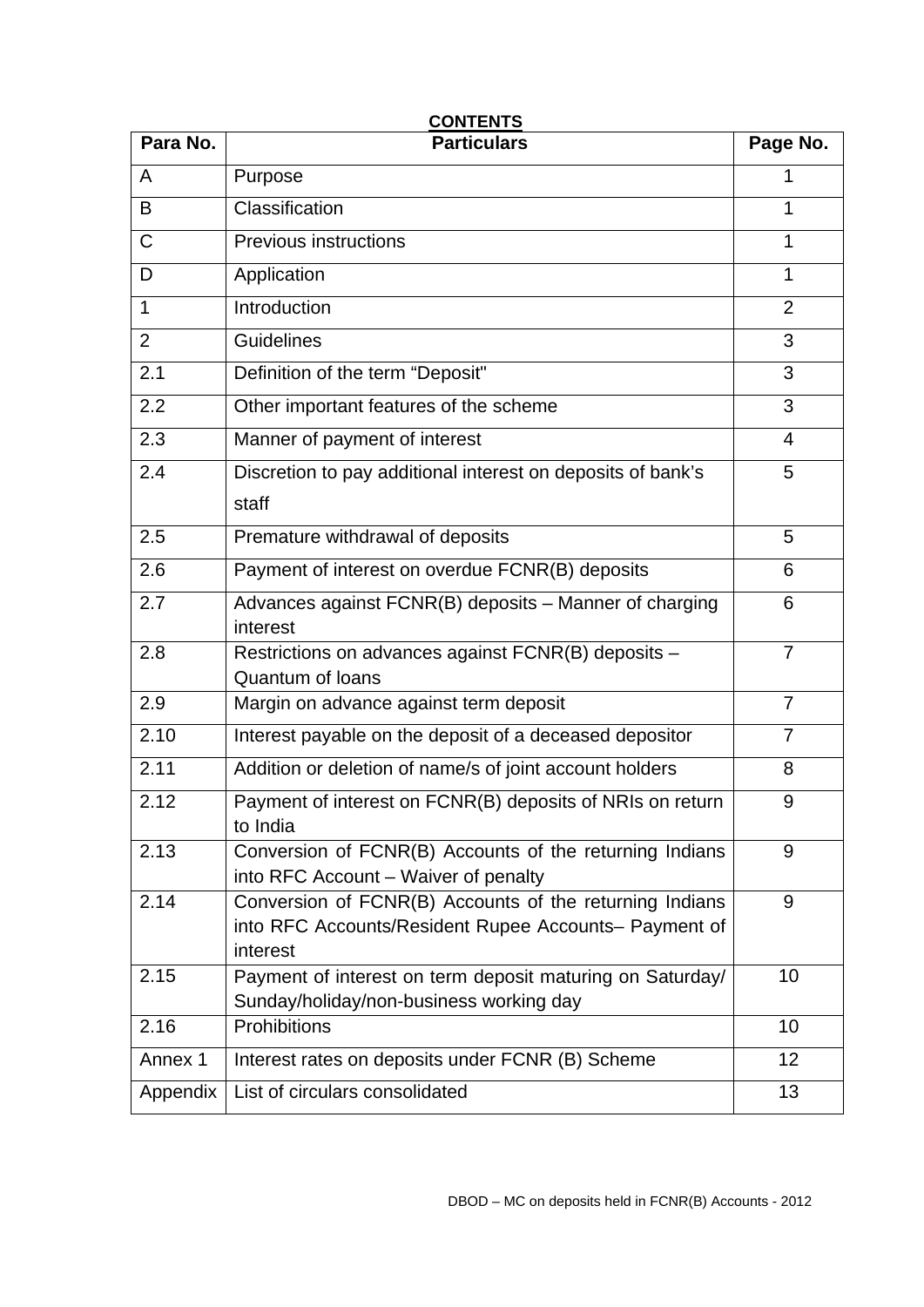**CONTENTS**

| Para No. | Particulars | Page No. |
|---|---|---|
| A | Purpose | 1 |
| B | Classification | 1 |
| C | Previous instructions | 1 |
| D | Application | 1 |
| 1 | Introduction | 2 |
| 2 | Guidelines | 3 |
| 2.1 | Definition of the term "Deposit" | 3 |
| 2.2 | Other important features of the scheme | 3 |
| 2.3 | Manner of payment of interest | 4 |
| 2.4 | Discretion to pay additional interest on deposits of bank's staff | 5 |
| 2.5 | Premature withdrawal of deposits | 5 |
| 2.6 | Payment of interest on overdue FCNR(B) deposits | 6 |
| 2.7 | Advances against FCNR(B) deposits – Manner of charging interest | 6 |
| 2.8 | Restrictions on advances against FCNR(B) deposits – Quantum of loans | 7 |
| 2.9 | Margin on advance against term deposit | 7 |
| 2.10 | Interest payable on the deposit of a deceased depositor | 7 |
| 2.11 | Addition or deletion of name/s of joint account holders | 8 |
| 2.12 | Payment of interest on FCNR(B) deposits of NRIs on return to India | 9 |
| 2.13 | Conversion of FCNR(B) Accounts of the returning Indians into RFC Account – Waiver of penalty | 9 |
| 2.14 | Conversion of FCNR(B) Accounts of the returning Indians into RFC Accounts/Resident Rupee Accounts– Payment of interest | 9 |
| 2.15 | Payment of interest on term deposit maturing on Saturday/ Sunday/holiday/non-business working day | 10 |
| 2.16 | Prohibitions | 10 |
| Annex 1 | Interest rates on deposits under FCNR (B) Scheme | 12 |
| Appendix | List of circulars consolidated | 13 |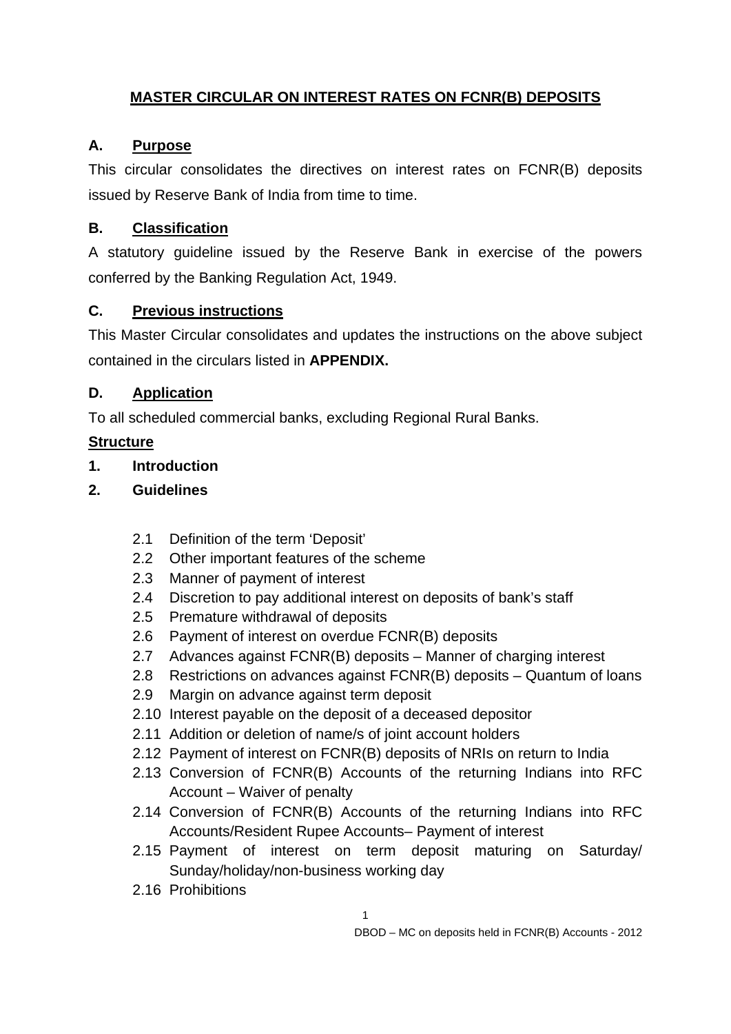# MASTER CIRCULAR ON INTEREST RATES ON FCNR(B) DEPOSITS

## A. Purpose

This circular consolidates the directives on interest rates on FCNR(B) deposits issued by Reserve Bank of India from time to time.

## B. Classification

A statutory guideline issued by the Reserve Bank in exercise of the powers conferred by the Banking Regulation Act, 1949.

## C. Previous instructions

This Master Circular consolidates and updates the instructions on the above subject contained in the circulars listed in **APPENDIX.**

## D. Application

To all scheduled commercial banks, excluding Regional Rural Banks.

**Structure**

**1. Introduction**

**2. Guidelines**

- 2.1 Definition of the term 'Deposit'
- 2.2 Other important features of the scheme
- 2.3 Manner of payment of interest
- 2.4 Discretion to pay additional interest on deposits of bank's staff
- 2.5 Premature withdrawal of deposits
- 2.6 Payment of interest on overdue FCNR(B) deposits
- 2.7 Advances against FCNR(B) deposits – Manner of charging interest
- 2.8 Restrictions on advances against FCNR(B) deposits – Quantum of loans
- 2.9 Margin on advance against term deposit
- 2.10 Interest payable on the deposit of a deceased depositor
- 2.11 Addition or deletion of name/s of joint account holders
- 2.12 Payment of interest on FCNR(B) deposits of NRIs on return to India
- 2.13 Conversion of FCNR(B) Accounts of the returning Indians into RFC Account – Waiver of penalty
- 2.14 Conversion of FCNR(B) Accounts of the returning Indians into RFC Accounts/Resident Rupee Accounts– Payment of interest
- 2.15 Payment of interest on term deposit maturing on Saturday/ Sunday/holiday/non-business working day
- 2.16 Prohibitions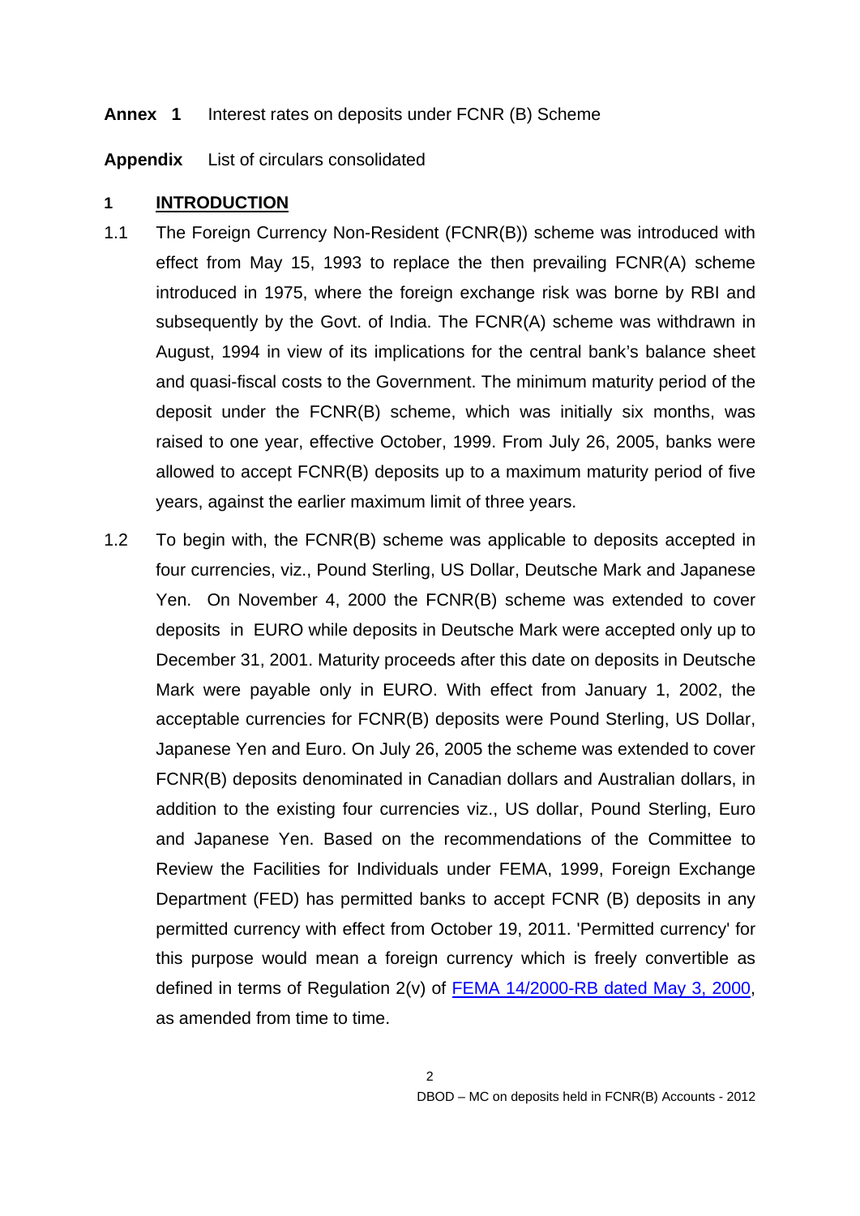**Annex 1** Interest rates on deposits under FCNR (B) Scheme

**Appendix** List of circulars consolidated

## 1 INTRODUCTION

1.1 The Foreign Currency Non-Resident (FCNR(B)) scheme was introduced with effect from May 15, 1993 to replace the then prevailing FCNR(A) scheme introduced in 1975, where the foreign exchange risk was borne by RBI and subsequently by the Govt. of India. The FCNR(A) scheme was withdrawn in August, 1994 in view of its implications for the central bank's balance sheet and quasi-fiscal costs to the Government. The minimum maturity period of the deposit under the FCNR(B) scheme, which was initially six months, was raised to one year, effective October, 1999. From July 26, 2005, banks were allowed to accept FCNR(B) deposits up to a maximum maturity period of five years, against the earlier maximum limit of three years.

1.2 To begin with, the FCNR(B) scheme was applicable to deposits accepted in four currencies, viz., Pound Sterling, US Dollar, Deutsche Mark and Japanese Yen. On November 4, 2000 the FCNR(B) scheme was extended to cover deposits in EURO while deposits in Deutsche Mark were accepted only up to December 31, 2001. Maturity proceeds after this date on deposits in Deutsche Mark were payable only in EURO. With effect from January 1, 2002, the acceptable currencies for FCNR(B) deposits were Pound Sterling, US Dollar, Japanese Yen and Euro. On July 26, 2005 the scheme was extended to cover FCNR(B) deposits denominated in Canadian dollars and Australian dollars, in addition to the existing four currencies viz., US dollar, Pound Sterling, Euro and Japanese Yen. Based on the recommendations of the Committee to Review the Facilities for Individuals under FEMA, 1999, Foreign Exchange Department (FED) has permitted banks to accept FCNR (B) deposits in any permitted currency with effect from October 19, 2011. 'Permitted currency' for this purpose would mean a foreign currency which is freely convertible as defined in terms of Regulation 2(v) of FEMA 14/2000-RB dated May 3, 2000, as amended from time to time.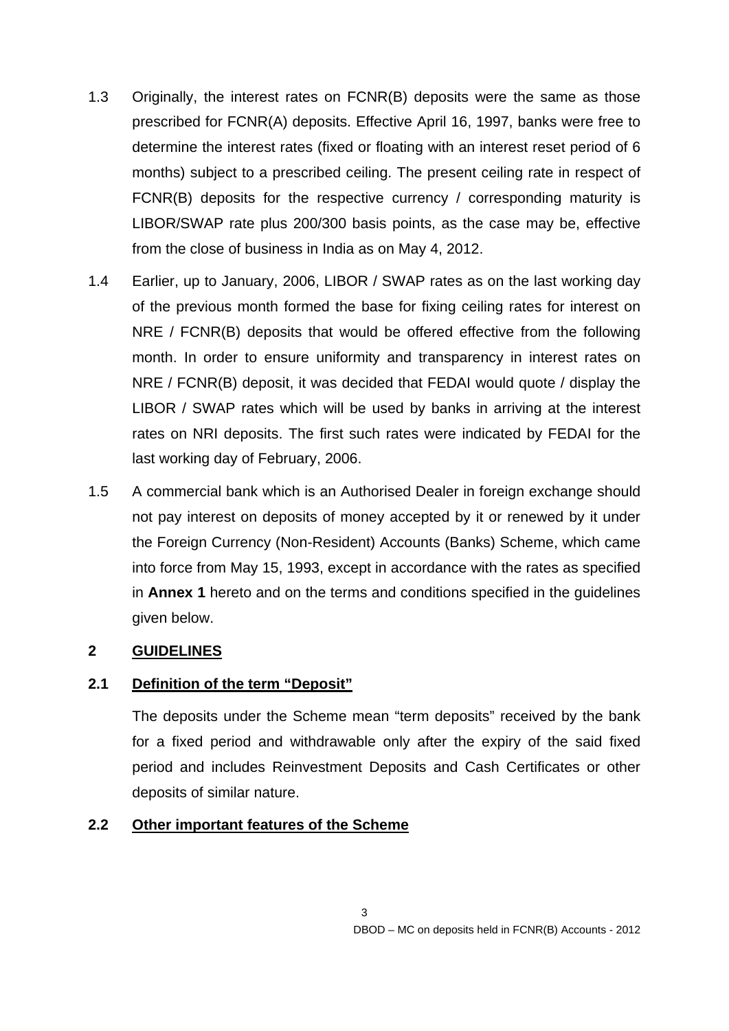1.3 Originally, the interest rates on FCNR(B) deposits were the same as those prescribed for FCNR(A) deposits. Effective April 16, 1997, banks were free to determine the interest rates (fixed or floating with an interest reset period of 6 months) subject to a prescribed ceiling. The present ceiling rate in respect of FCNR(B) deposits for the respective currency / corresponding maturity is LIBOR/SWAP rate plus 200/300 basis points, as the case may be, effective from the close of business in India as on May 4, 2012.

1.4 Earlier, up to January, 2006, LIBOR / SWAP rates as on the last working day of the previous month formed the base for fixing ceiling rates for interest on NRE / FCNR(B) deposits that would be offered effective from the following month. In order to ensure uniformity and transparency in interest rates on NRE / FCNR(B) deposit, it was decided that FEDAI would quote / display the LIBOR / SWAP rates which will be used by banks in arriving at the interest rates on NRI deposits. The first such rates were indicated by FEDAI for the last working day of February, 2006.

1.5 A commercial bank which is an Authorised Dealer in foreign exchange should not pay interest on deposits of money accepted by it or renewed by it under the Foreign Currency (Non-Resident) Accounts (Banks) Scheme, which came into force from May 15, 1993, except in accordance with the rates as specified in **Annex 1** hereto and on the terms and conditions specified in the guidelines given below.

## 2 GUIDELINES

### 2.1 Definition of the term "Deposit"

The deposits under the Scheme mean "term deposits" received by the bank for a fixed period and withdrawable only after the expiry of the said fixed period and includes Reinvestment Deposits and Cash Certificates or other deposits of similar nature.

### 2.2 Other important features of the Scheme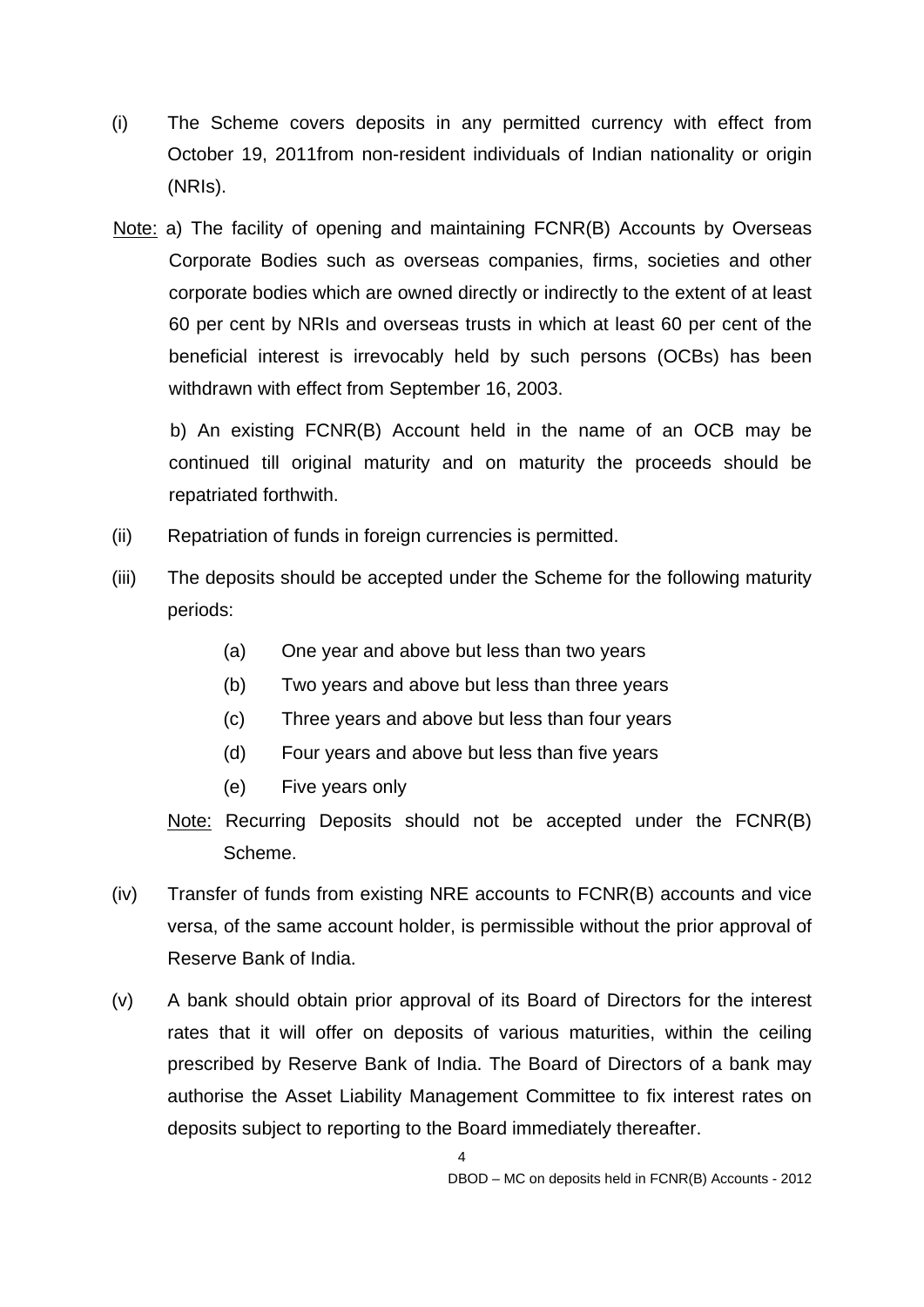(i) The Scheme covers deposits in any permitted currency with effect from October 19, 2011from non-resident individuals of Indian nationality or origin (NRIs).

Note: a) The facility of opening and maintaining FCNR(B) Accounts by Overseas Corporate Bodies such as overseas companies, firms, societies and other corporate bodies which are owned directly or indirectly to the extent of at least 60 per cent by NRIs and overseas trusts in which at least 60 per cent of the beneficial interest is irrevocably held by such persons (OCBs) has been withdrawn with effect from September 16, 2003.

b) An existing FCNR(B) Account held in the name of an OCB may be continued till original maturity and on maturity the proceeds should be repatriated forthwith.

(ii) Repatriation of funds in foreign currencies is permitted.

(iii) The deposits should be accepted under the Scheme for the following maturity periods:

   (a) One year and above but less than two years
   
   (b) Two years and above but less than three years
   
   (c) Three years and above but less than four years
   
   (d) Four years and above but less than five years
   
   (e) Five years only

   Note: Recurring Deposits should not be accepted under the FCNR(B) Scheme.

(iv) Transfer of funds from existing NRE accounts to FCNR(B) accounts and vice versa, of the same account holder, is permissible without the prior approval of Reserve Bank of India.

(v) A bank should obtain prior approval of its Board of Directors for the interest rates that it will offer on deposits of various maturities, within the ceiling prescribed by Reserve Bank of India. The Board of Directors of a bank may authorise the Asset Liability Management Committee to fix interest rates on deposits subject to reporting to the Board immediately thereafter.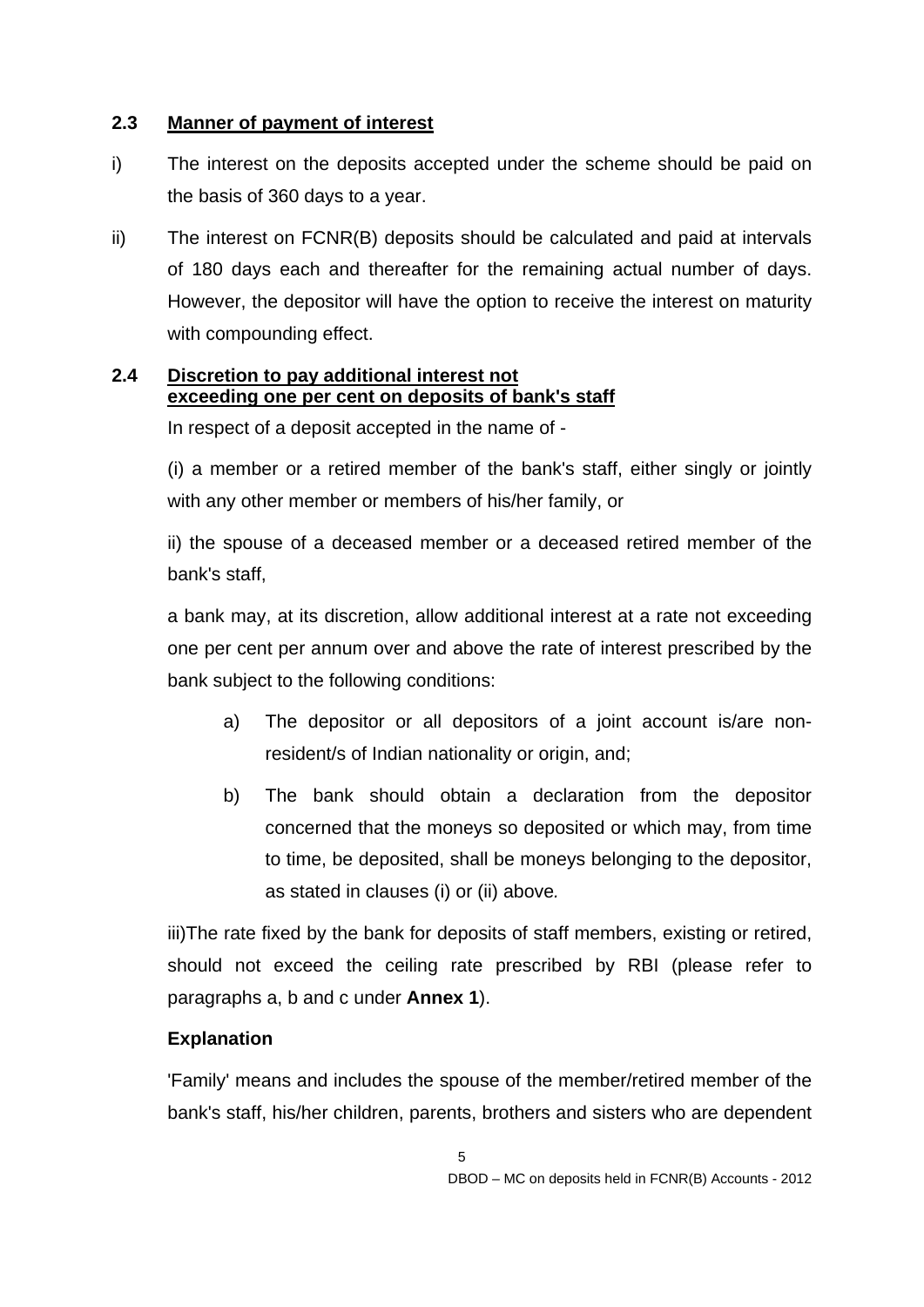### 2.3 Manner of payment of interest

i) The interest on the deposits accepted under the scheme should be paid on the basis of 360 days to a year.

ii) The interest on FCNR(B) deposits should be calculated and paid at intervals of 180 days each and thereafter for the remaining actual number of days. However, the depositor will have the option to receive the interest on maturity with compounding effect.

### 2.4 Discretion to pay additional interest not exceeding one per cent on deposits of bank's staff

In respect of a deposit accepted in the name of -

(i) a member or a retired member of the bank's staff, either singly or jointly with any other member or members of his/her family, or

ii) the spouse of a deceased member or a deceased retired member of the bank's staff,

a bank may, at its discretion, allow additional interest at a rate not exceeding one per cent per annum over and above the rate of interest prescribed by the bank subject to the following conditions:

a) The depositor or all depositors of a joint account is/are non-resident/s of Indian nationality or origin, and;

b) The bank should obtain a declaration from the depositor concerned that the moneys so deposited or which may, from time to time, be deposited, shall be moneys belonging to the depositor, as stated in clauses (i) or (ii) above.

iii)The rate fixed by the bank for deposits of staff members, existing or retired, should not exceed the ceiling rate prescribed by RBI (please refer to paragraphs a, b and c under **Annex 1**).

**Explanation**

'Family' means and includes the spouse of the member/retired member of the bank's staff, his/her children, parents, brothers and sisters who are dependent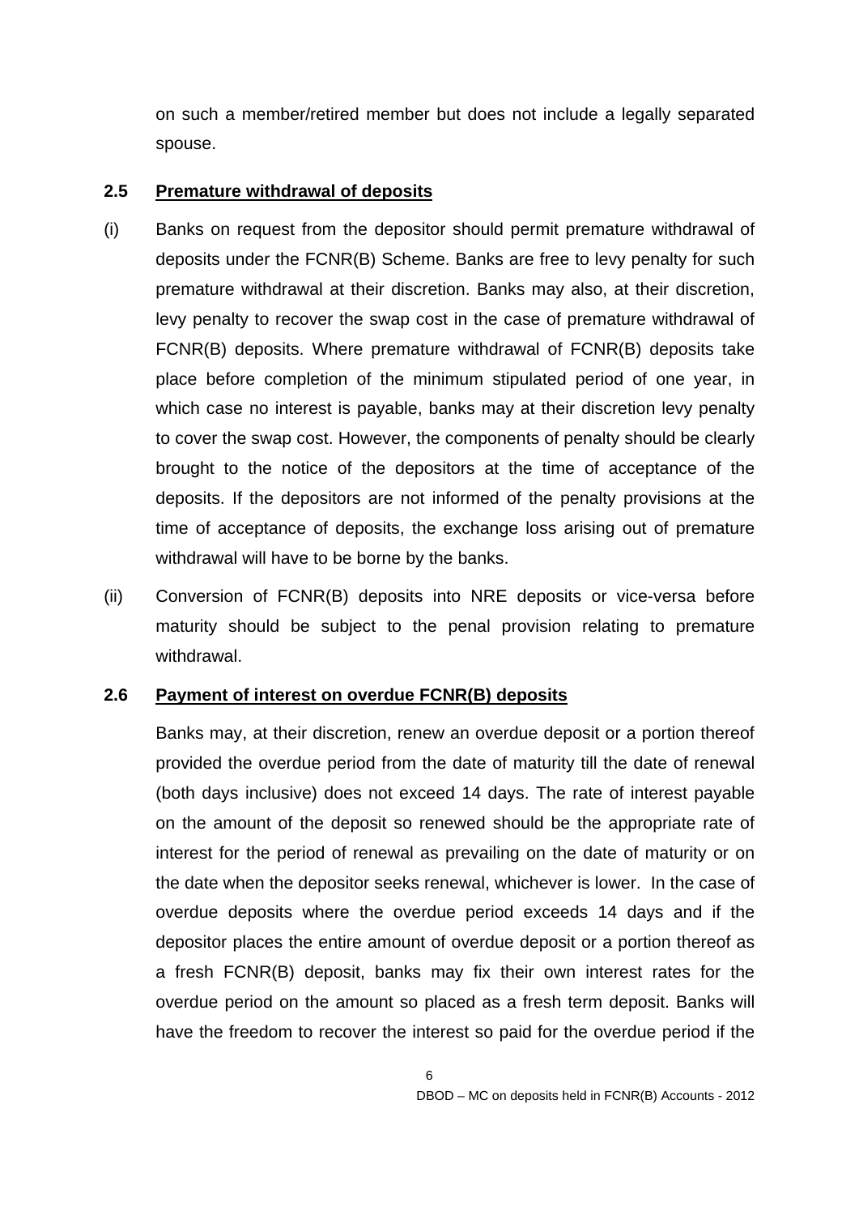on such a member/retired member but does not include a legally separated spouse.

### 2.5 Premature withdrawal of deposits

(i) Banks on request from the depositor should permit premature withdrawal of deposits under the FCNR(B) Scheme. Banks are free to levy penalty for such premature withdrawal at their discretion. Banks may also, at their discretion, levy penalty to recover the swap cost in the case of premature withdrawal of FCNR(B) deposits. Where premature withdrawal of FCNR(B) deposits take place before completion of the minimum stipulated period of one year, in which case no interest is payable, banks may at their discretion levy penalty to cover the swap cost. However, the components of penalty should be clearly brought to the notice of the depositors at the time of acceptance of the deposits. If the depositors are not informed of the penalty provisions at the time of acceptance of deposits, the exchange loss arising out of premature withdrawal will have to be borne by the banks.

(ii) Conversion of FCNR(B) deposits into NRE deposits or vice-versa before maturity should be subject to the penal provision relating to premature withdrawal.

### 2.6 Payment of interest on overdue FCNR(B) deposits

Banks may, at their discretion, renew an overdue deposit or a portion thereof provided the overdue period from the date of maturity till the date of renewal (both days inclusive) does not exceed 14 days. The rate of interest payable on the amount of the deposit so renewed should be the appropriate rate of interest for the period of renewal as prevailing on the date of maturity or on the date when the depositor seeks renewal, whichever is lower. In the case of overdue deposits where the overdue period exceeds 14 days and if the depositor places the entire amount of overdue deposit or a portion thereof as a fresh FCNR(B) deposit, banks may fix their own interest rates for the overdue period on the amount so placed as a fresh term deposit. Banks will have the freedom to recover the interest so paid for the overdue period if the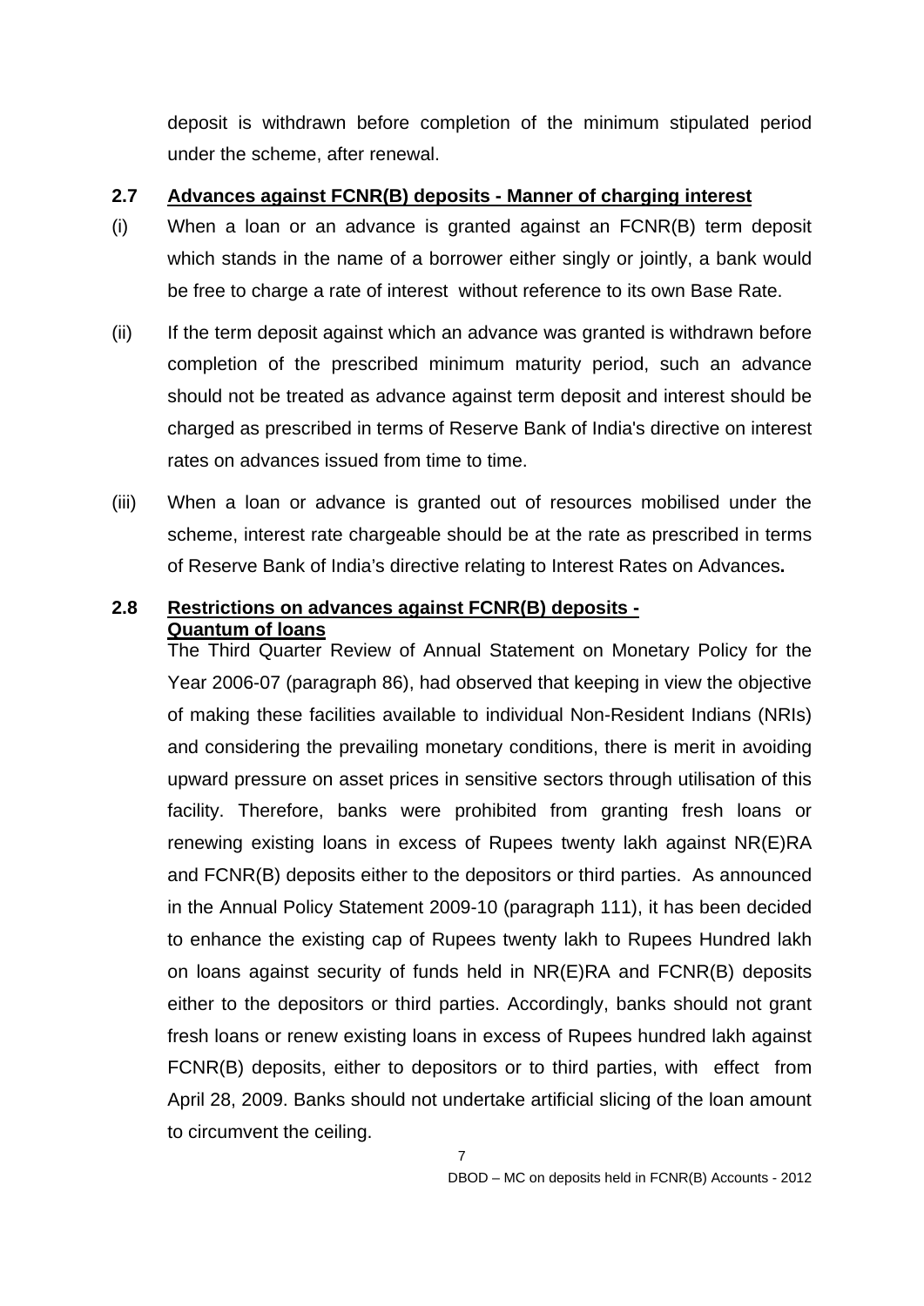deposit is withdrawn before completion of the minimum stipulated period under the scheme, after renewal.

## 2.7 Advances against FCNR(B) deposits - Manner of charging interest

(i) When a loan or an advance is granted against an FCNR(B) term deposit which stands in the name of a borrower either singly or jointly, a bank would be free to charge a rate of interest without reference to its own Base Rate.

(ii) If the term deposit against which an advance was granted is withdrawn before completion of the prescribed minimum maturity period, such an advance should not be treated as advance against term deposit and interest should be charged as prescribed in terms of Reserve Bank of India's directive on interest rates on advances issued from time to time.

(iii) When a loan or advance is granted out of resources mobilised under the scheme, interest rate chargeable should be at the rate as prescribed in terms of Reserve Bank of India's directive relating to Interest Rates on Advances**.**

## 2.8 Restrictions on advances against FCNR(B) deposits - Quantum of loans

The Third Quarter Review of Annual Statement on Monetary Policy for the Year 2006-07 (paragraph 86), had observed that keeping in view the objective of making these facilities available to individual Non-Resident Indians (NRIs) and considering the prevailing monetary conditions, there is merit in avoiding upward pressure on asset prices in sensitive sectors through utilisation of this facility. Therefore, banks were prohibited from granting fresh loans or renewing existing loans in excess of Rupees twenty lakh against NR(E)RA and FCNR(B) deposits either to the depositors or third parties. As announced in the Annual Policy Statement 2009-10 (paragraph 111), it has been decided to enhance the existing cap of Rupees twenty lakh to Rupees Hundred lakh on loans against security of funds held in NR(E)RA and FCNR(B) deposits either to the depositors or third parties. Accordingly, banks should not grant fresh loans or renew existing loans in excess of Rupees hundred lakh against FCNR(B) deposits, either to depositors or to third parties, with effect from April 28, 2009. Banks should not undertake artificial slicing of the loan amount to circumvent the ceiling.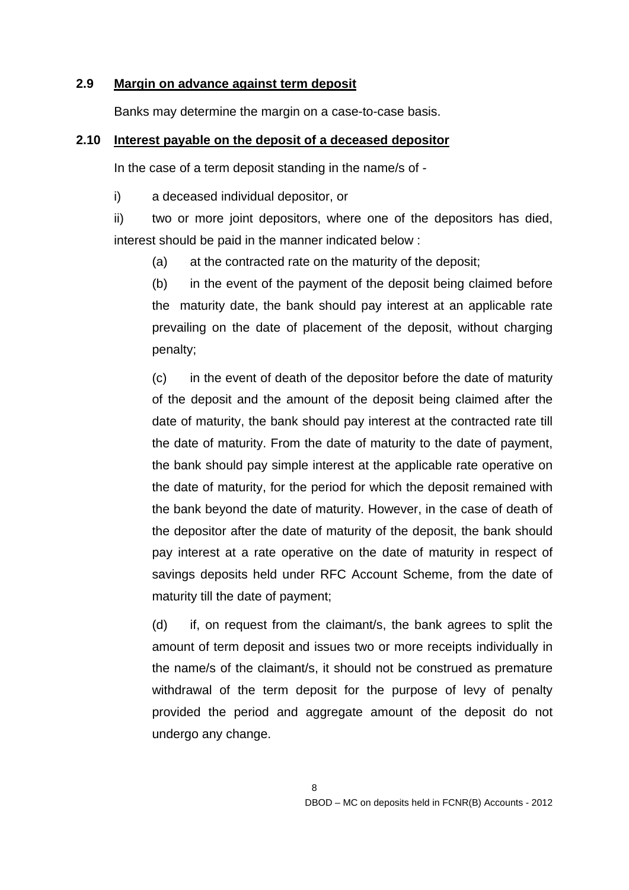### 2.9 Margin on advance against term deposit

Banks may determine the margin on a case-to-case basis.

### 2.10 Interest payable on the deposit of a deceased depositor

In the case of a term deposit standing in the name/s of -

i) a deceased individual depositor, or

ii) two or more joint depositors, where one of the depositors has died, interest should be paid in the manner indicated below :

(a) at the contracted rate on the maturity of the deposit;

(b) in the event of the payment of the deposit being claimed before the maturity date, the bank should pay interest at an applicable rate prevailing on the date of placement of the deposit, without charging penalty;

(c) in the event of death of the depositor before the date of maturity of the deposit and the amount of the deposit being claimed after the date of maturity, the bank should pay interest at the contracted rate till the date of maturity. From the date of maturity to the date of payment, the bank should pay simple interest at the applicable rate operative on the date of maturity, for the period for which the deposit remained with the bank beyond the date of maturity. However, in the case of death of the depositor after the date of maturity of the deposit, the bank should pay interest at a rate operative on the date of maturity in respect of savings deposits held under RFC Account Scheme, from the date of maturity till the date of payment;

(d) if, on request from the claimant/s, the bank agrees to split the amount of term deposit and issues two or more receipts individually in the name/s of the claimant/s, it should not be construed as premature withdrawal of the term deposit for the purpose of levy of penalty provided the period and aggregate amount of the deposit do not undergo any change.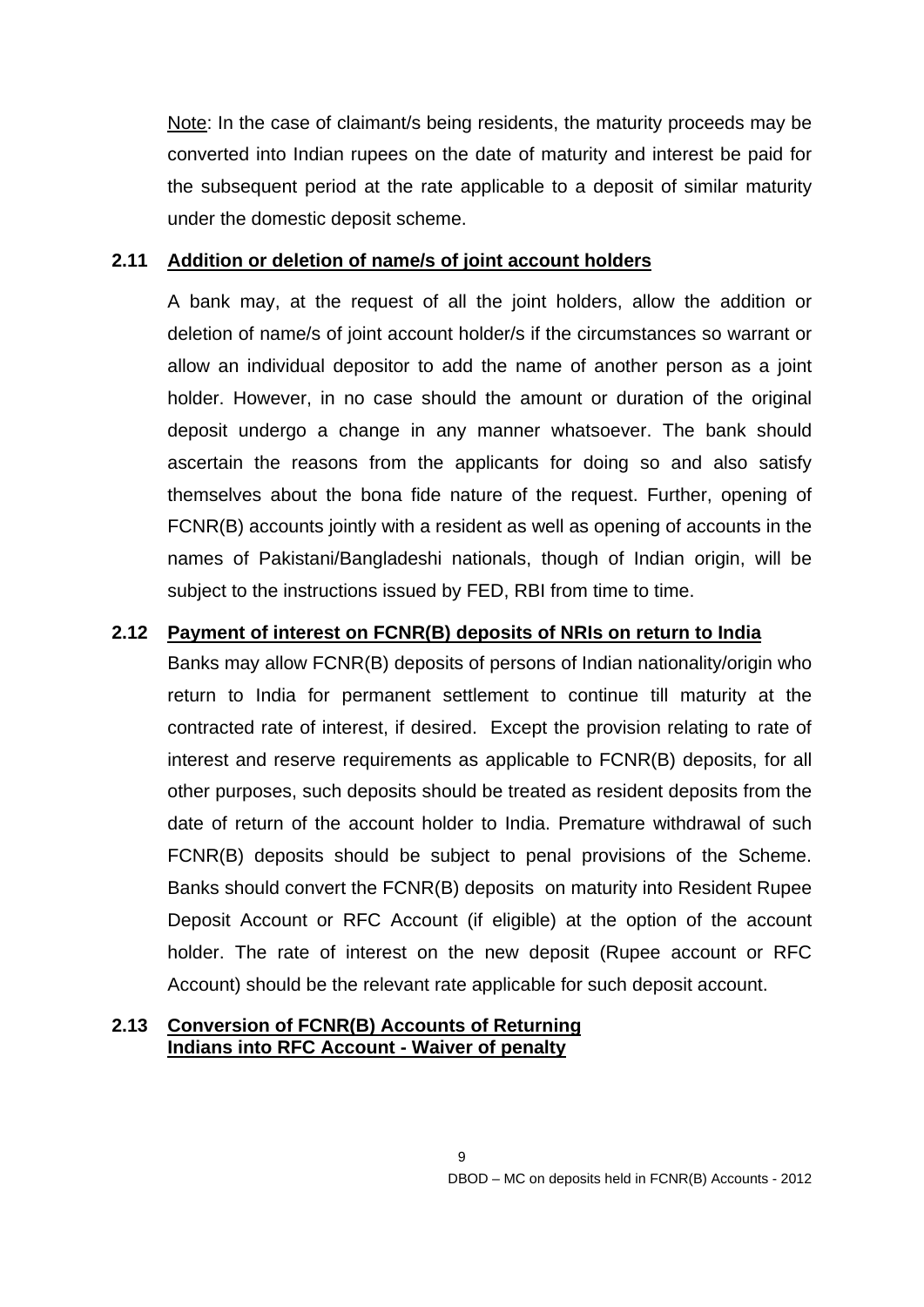Note: In the case of claimant/s being residents, the maturity proceeds may be converted into Indian rupees on the date of maturity and interest be paid for the subsequent period at the rate applicable to a deposit of similar maturity under the domestic deposit scheme.

### 2.11 Addition or deletion of name/s of joint account holders

A bank may, at the request of all the joint holders, allow the addition or deletion of name/s of joint account holder/s if the circumstances so warrant or allow an individual depositor to add the name of another person as a joint holder. However, in no case should the amount or duration of the original deposit undergo a change in any manner whatsoever. The bank should ascertain the reasons from the applicants for doing so and also satisfy themselves about the bona fide nature of the request. Further, opening of FCNR(B) accounts jointly with a resident as well as opening of accounts in the names of Pakistani/Bangladeshi nationals, though of Indian origin, will be subject to the instructions issued by FED, RBI from time to time.

### 2.12 Payment of interest on FCNR(B) deposits of NRIs on return to India

Banks may allow FCNR(B) deposits of persons of Indian nationality/origin who return to India for permanent settlement to continue till maturity at the contracted rate of interest, if desired. Except the provision relating to rate of interest and reserve requirements as applicable to FCNR(B) deposits, for all other purposes, such deposits should be treated as resident deposits from the date of return of the account holder to India. Premature withdrawal of such FCNR(B) deposits should be subject to penal provisions of the Scheme. Banks should convert the FCNR(B) deposits on maturity into Resident Rupee Deposit Account or RFC Account (if eligible) at the option of the account holder. The rate of interest on the new deposit (Rupee account or RFC Account) should be the relevant rate applicable for such deposit account.

### 2.13 Conversion of FCNR(B) Accounts of Returning Indians into RFC Account - Waiver of penalty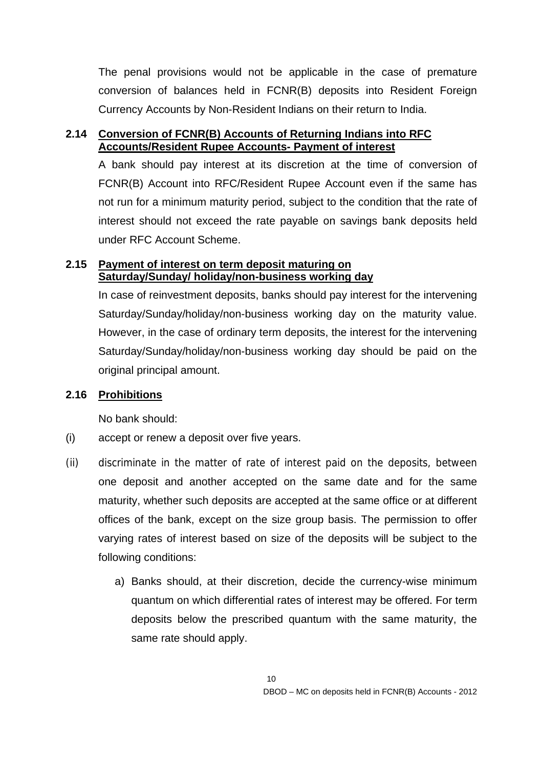The penal provisions would not be applicable in the case of premature conversion of balances held in FCNR(B) deposits into Resident Foreign Currency Accounts by Non-Resident Indians on their return to India.

### 2.14 Conversion of FCNR(B) Accounts of Returning Indians into RFC Accounts/Resident Rupee Accounts- Payment of interest

A bank should pay interest at its discretion at the time of conversion of FCNR(B) Account into RFC/Resident Rupee Account even if the same has not run for a minimum maturity period, subject to the condition that the rate of interest should not exceed the rate payable on savings bank deposits held under RFC Account Scheme.

### 2.15 Payment of interest on term deposit maturing on Saturday/Sunday/ holiday/non-business working day

In case of reinvestment deposits, banks should pay interest for the intervening Saturday/Sunday/holiday/non-business working day on the maturity value. However, in the case of ordinary term deposits, the interest for the intervening Saturday/Sunday/holiday/non-business working day should be paid on the original principal amount.

### 2.16 Prohibitions

No bank should:

(i) accept or renew a deposit over five years.

(ii) discriminate in the matter of rate of interest paid on the deposits, between one deposit and another accepted on the same date and for the same maturity, whether such deposits are accepted at the same office or at different offices of the bank, except on the size group basis. The permission to offer varying rates of interest based on size of the deposits will be subject to the following conditions:

a) Banks should, at their discretion, decide the currency-wise minimum quantum on which differential rates of interest may be offered. For term deposits below the prescribed quantum with the same maturity, the same rate should apply.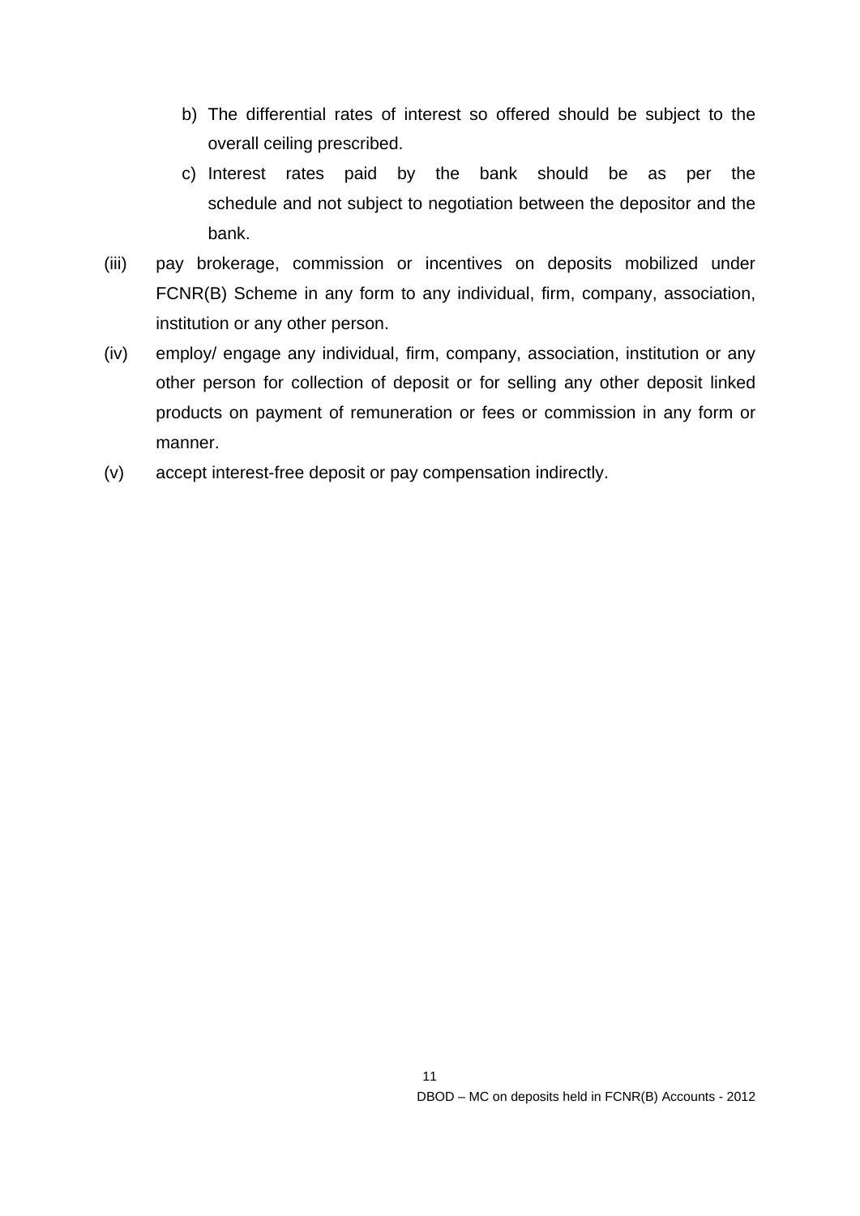b) The differential rates of interest so offered should be subject to the overall ceiling prescribed.
  c) Interest rates paid by the bank should be as per the schedule and not subject to negotiation between the depositor and the bank.

(iii) pay brokerage, commission or incentives on deposits mobilized under FCNR(B) Scheme in any form to any individual, firm, company, association, institution or any other person.

(iv) employ/ engage any individual, firm, company, association, institution or any other person for collection of deposit or for selling any other deposit linked products on payment of remuneration or fees or commission in any form or manner.

(v) accept interest-free deposit or pay compensation indirectly.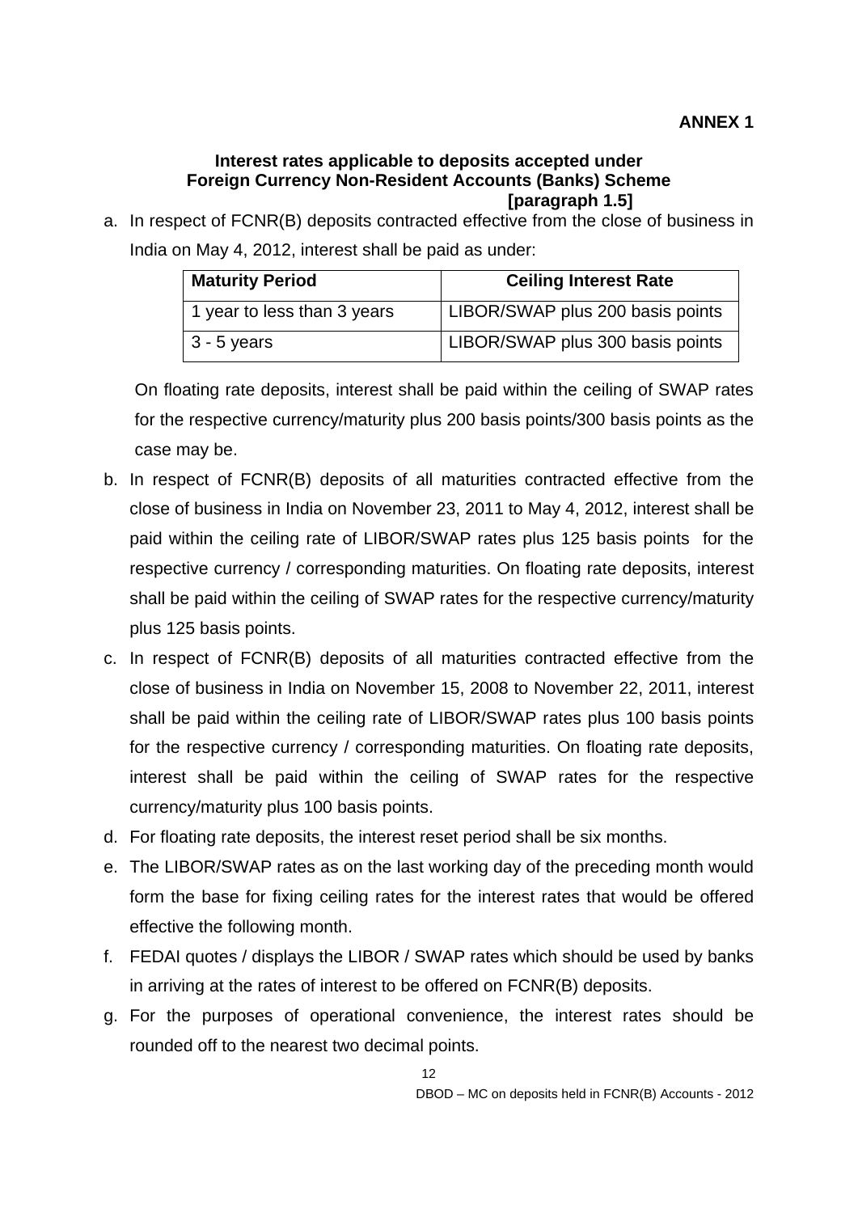**ANNEX 1**

**Interest rates applicable to deposits accepted under Foreign Currency Non-Resident Accounts (Banks) Scheme [paragraph 1.5]**

a. In respect of FCNR(B) deposits contracted effective from the close of business in India on May 4, 2012, interest shall be paid as under:

| Maturity Period | Ceiling Interest Rate |
|---|---|
| 1 year to less than 3 years | LIBOR/SWAP plus 200 basis points |
| 3 - 5 years | LIBOR/SWAP plus 300 basis points |

On floating rate deposits, interest shall be paid within the ceiling of SWAP rates for the respective currency/maturity plus 200 basis points/300 basis points as the case may be.

b. In respect of FCNR(B) deposits of all maturities contracted effective from the close of business in India on November 23, 2011 to May 4, 2012, interest shall be paid within the ceiling rate of LIBOR/SWAP rates plus 125 basis points for the respective currency / corresponding maturities. On floating rate deposits, interest shall be paid within the ceiling of SWAP rates for the respective currency/maturity plus 125 basis points.

c. In respect of FCNR(B) deposits of all maturities contracted effective from the close of business in India on November 15, 2008 to November 22, 2011, interest shall be paid within the ceiling rate of LIBOR/SWAP rates plus 100 basis points for the respective currency / corresponding maturities. On floating rate deposits, interest shall be paid within the ceiling of SWAP rates for the respective currency/maturity plus 100 basis points.

d. For floating rate deposits, the interest reset period shall be six months.

e. The LIBOR/SWAP rates as on the last working day of the preceding month would form the base for fixing ceiling rates for the interest rates that would be offered effective the following month.

f. FEDAI quotes / displays the LIBOR / SWAP rates which should be used by banks in arriving at the rates of interest to be offered on FCNR(B) deposits.

g. For the purposes of operational convenience, the interest rates should be rounded off to the nearest two decimal points.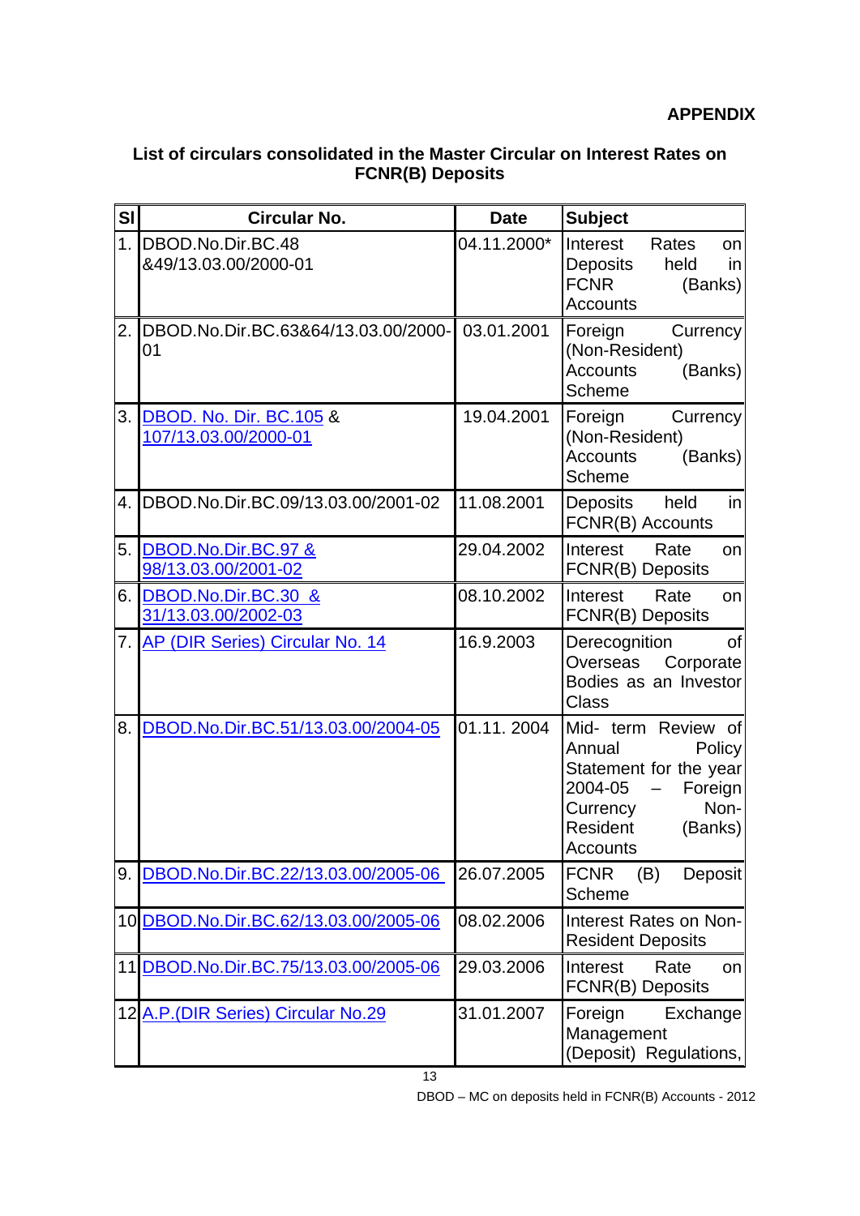**APPENDIX**

**List of circulars consolidated in the Master Circular on Interest Rates on FCNR(B) Deposits**

| Sl | Circular No. | Date | Subject |
|---|---|---|---|
| 1. | DBOD.No.Dir.BC.48 &49/13.03.00/2000-01 | 04.11.2000* | Interest Rates on Deposits held in FCNR (Banks) Accounts |
| 2. | DBOD.No.Dir.BC.63&64/13.03.00/2000-01 | 03.01.2001 | Foreign Currency (Non-Resident) Accounts (Banks) Scheme |
| 3. | DBOD. No. Dir. BC.105 & 107/13.03.00/2000-01 | 19.04.2001 | Foreign Currency (Non-Resident) Accounts (Banks) Scheme |
| 4. | DBOD.No.Dir.BC.09/13.03.00/2001-02 | 11.08.2001 | Deposits held in FCNR(B) Accounts |
| 5. | DBOD.No.Dir.BC.97 & 98/13.03.00/2001-02 | 29.04.2002 | Interest Rate on FCNR(B) Deposits |
| 6. | DBOD.No.Dir.BC.30 & 31/13.03.00/2002-03 | 08.10.2002 | Interest Rate on FCNR(B) Deposits |
| 7. | AP (DIR Series) Circular No. 14 | 16.9.2003 | Derecognition of Overseas Corporate Bodies as an Investor Class |
| 8. | DBOD.No.Dir.BC.51/13.03.00/2004-05 | 01.11. 2004 | Mid- term Review of Annual Policy Statement for the year 2004-05 – Foreign Currency Non-Resident (Banks) Accounts |
| 9. | DBOD.No.Dir.BC.22/13.03.00/2005-06 | 26.07.2005 | FCNR (B) Deposit Scheme |
| 10 | DBOD.No.Dir.BC.62/13.03.00/2005-06 | 08.02.2006 | Interest Rates on Non-Resident Deposits |
| 11 | DBOD.No.Dir.BC.75/13.03.00/2005-06 | 29.03.2006 | Interest Rate on FCNR(B) Deposits |
| 12 | A.P.(DIR Series) Circular No.29 | 31.01.2007 | Foreign Exchange Management (Deposit) Regulations, |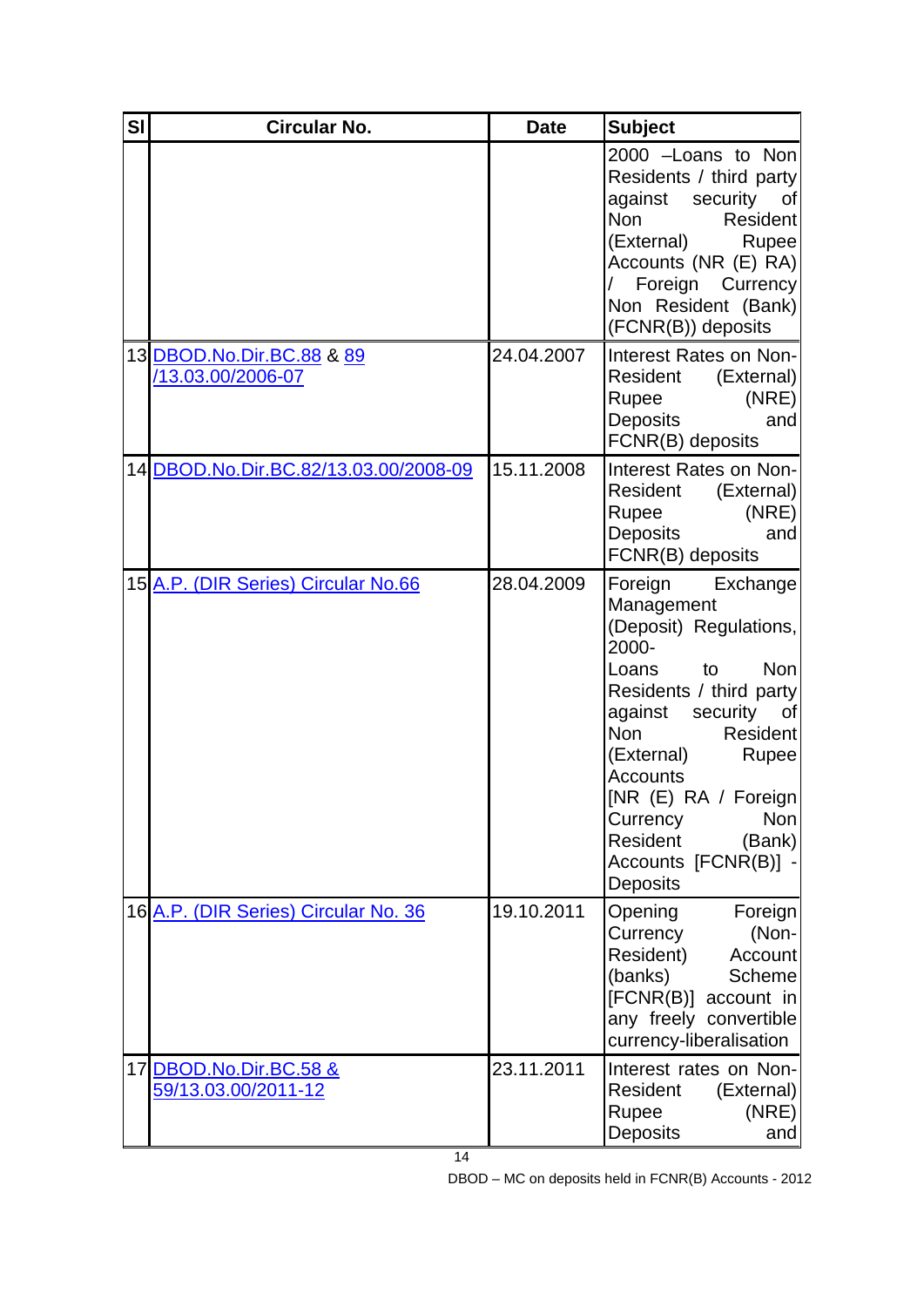| Sl | Circular No. | Date | Subject |
|---|---|---|---|
| | | | 2000 –Loans to Non Residents / third party against security of Non Resident (External) Rupee Accounts (NR (E) RA) / Foreign Currency Non Resident (Bank) (FCNR(B)) deposits |
| 13 | DBOD.No.Dir.BC.88 & 89 /13.03.00/2006-07 | 24.04.2007 | Interest Rates on Non-Resident (External) Rupee (NRE) Deposits and FCNR(B) deposits |
| 14 | DBOD.No.Dir.BC.82/13.03.00/2008-09 | 15.11.2008 | Interest Rates on Non-Resident (External) Rupee (NRE) Deposits and FCNR(B) deposits |
| 15 | A.P. (DIR Series) Circular No.66 | 28.04.2009 | Foreign Exchange Management (Deposit) Regulations, 2000- Loans to Non Residents / third party against security of Non Resident (External) Rupee Accounts [NR (E) RA / Foreign Currency Non Resident (Bank) Accounts [FCNR(B)] - Deposits |
| 16 | A.P. (DIR Series) Circular No. 36 | 19.10.2011 | Opening Foreign Currency (Non-Resident) Account (banks) Scheme [FCNR(B)] account in any freely convertible currency-liberalisation |
| 17 | DBOD.No.Dir.BC.58 & 59/13.03.00/2011-12 | 23.11.2011 | Interest rates on Non-Resident (External) Rupee (NRE) Deposits and |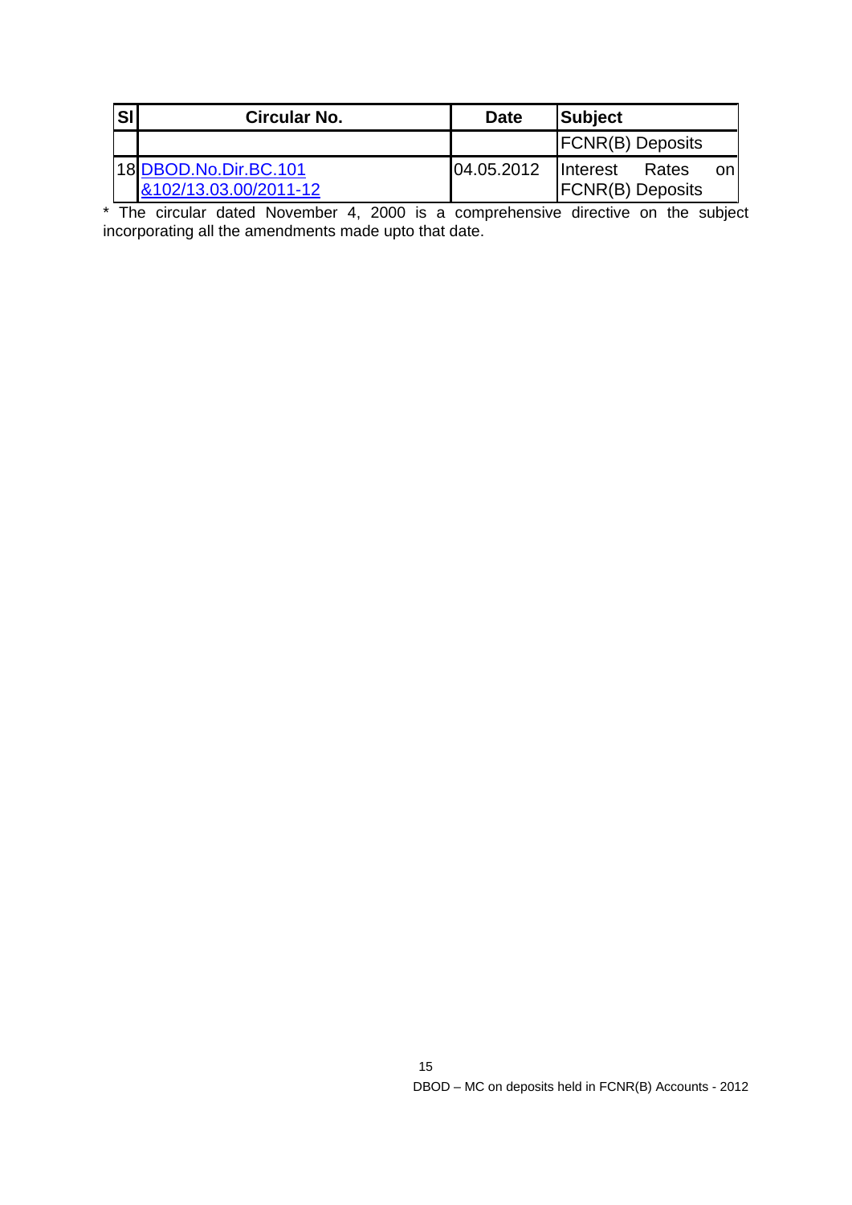| Sl | Circular No. | Date | Subject |
|---|---|---|---|
| | | | FCNR(B) Deposits |
| 18 | DBOD.No.Dir.BC.101 &102/13.03.00/2011-12 | 04.05.2012 | Interest Rates on FCNR(B) Deposits |

* The circular dated November 4, 2000 is a comprehensive directive on the subject incorporating all the amendments made upto that date.